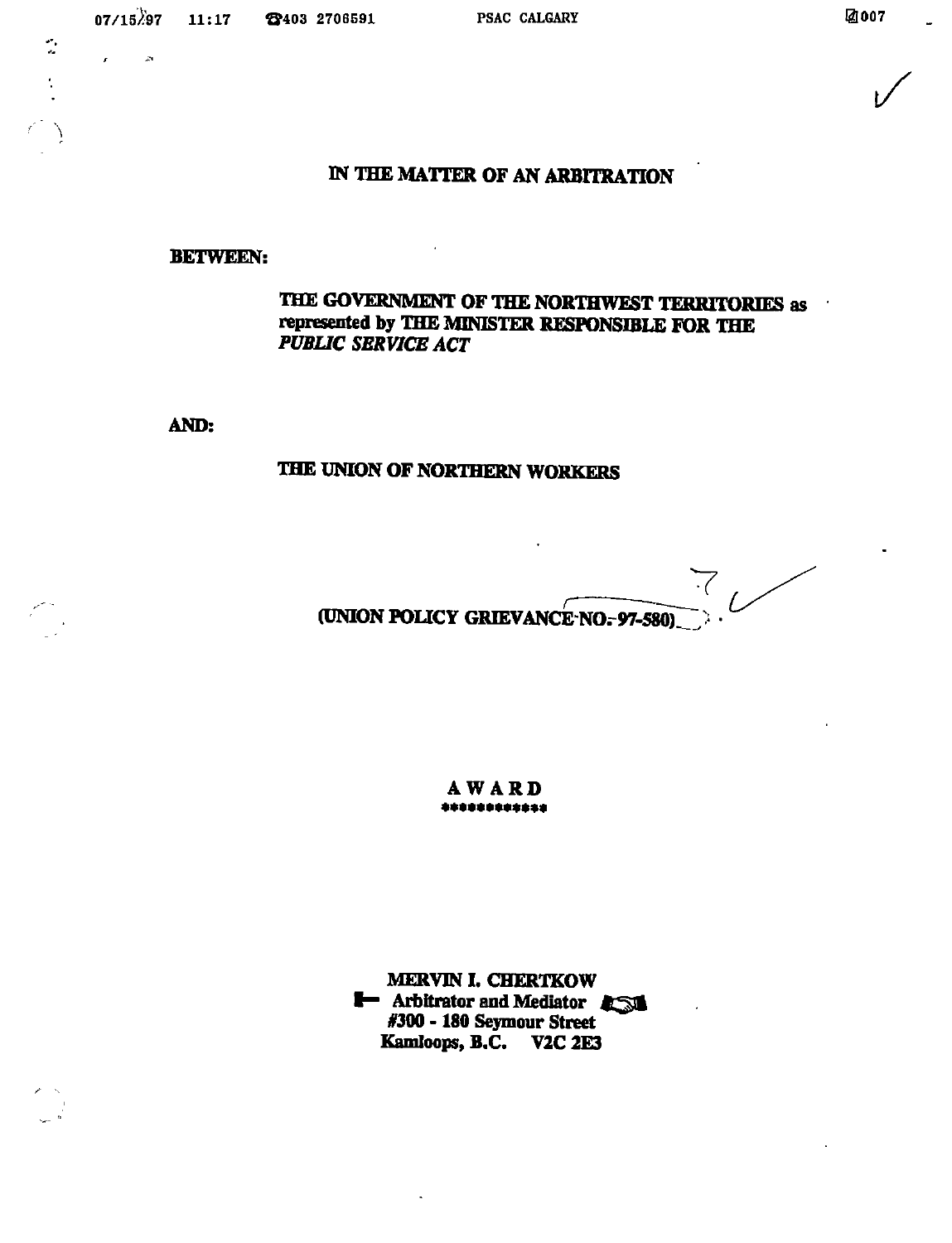# IN THE MATTER OF AN ARBITRATION

**BETWEEN:**

**THE GOVERNMENT OF THE NORTHWEST TERRITORIES as represented by THE MINISTER RESPONSIBLE FOR THE *PUBLIC SERVICE ACT***

**AND:**

**THE UNION OF NORTHERN WORKERS**

**(UNION POLICY GRIEVANCE NO. 97-580)**

## AWARD

************

**MERVIN I. CHERTKOW**
**Arbitrator and Mediator**
**#300 - 180 Seymour Street**
**Kamloops, B.C. V2C 2E3**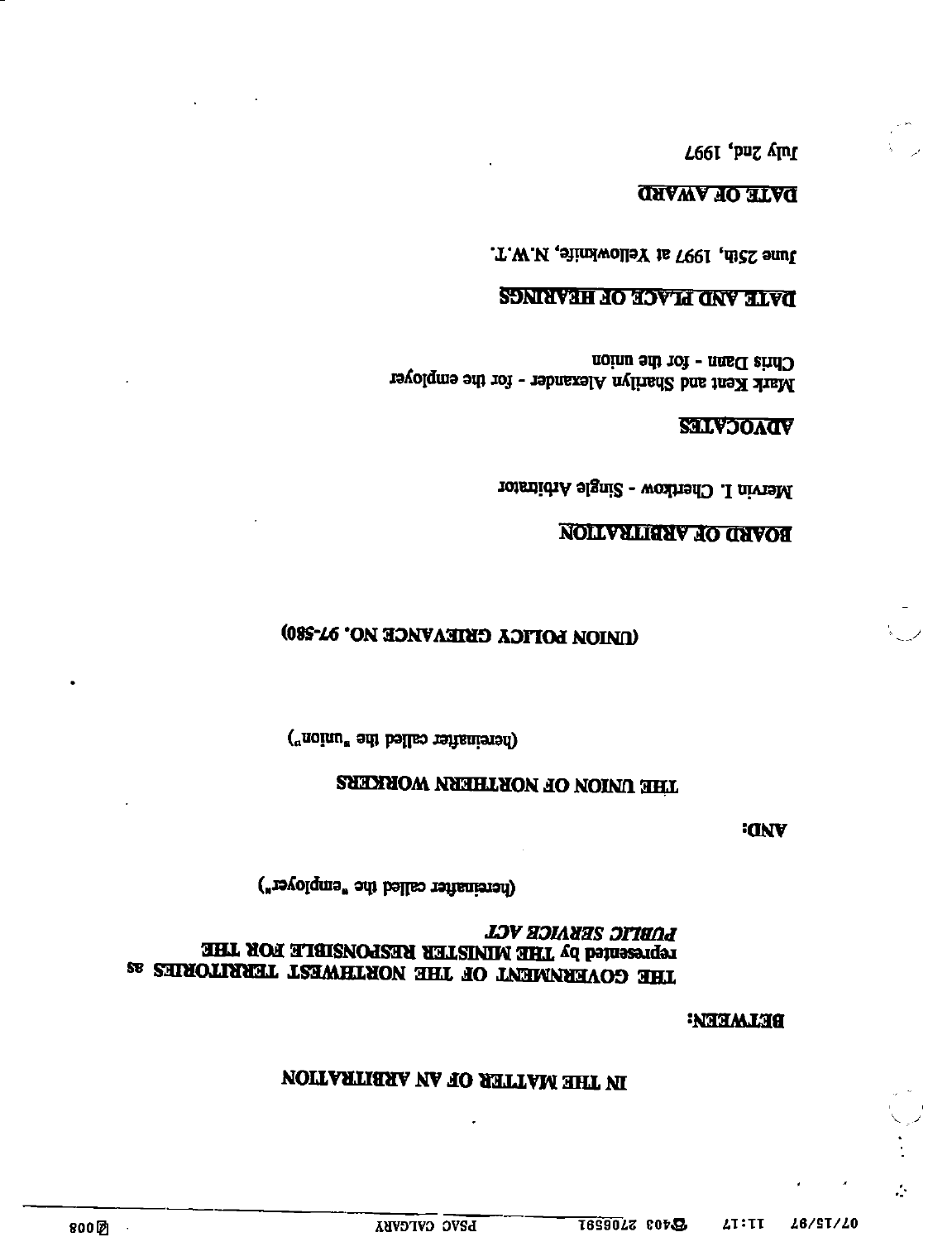# IN THE MATTER OF AN ARBITRATION

**BETWEEN:**

**THE GOVERNMENT OF THE NORTHWEST TERRITORIES as represented by THE MINISTER RESPONSIBLE FOR THE *PUBLIC SERVICE ACT***

(hereinafter called the "employer")

**AND:**

**THE UNION OF NORTHERN WORKERS**

(hereinafter called the "union")

**(UNION POLICY GRIEVANCE NO. 97-580)**

**BOARD OF ARBITRATION**

Mervin I. Chertkow - Single Arbitrator

**ADVOCATES**

Mark Kent and Sharilyn Alexander - for the employer
Chris Dann - for the union

**DATE AND PLACE OF HEARINGS**

June 25th, 1997 at Yellowknife, N.W.T.

**DATE OF AWARD**

July 2nd, 1997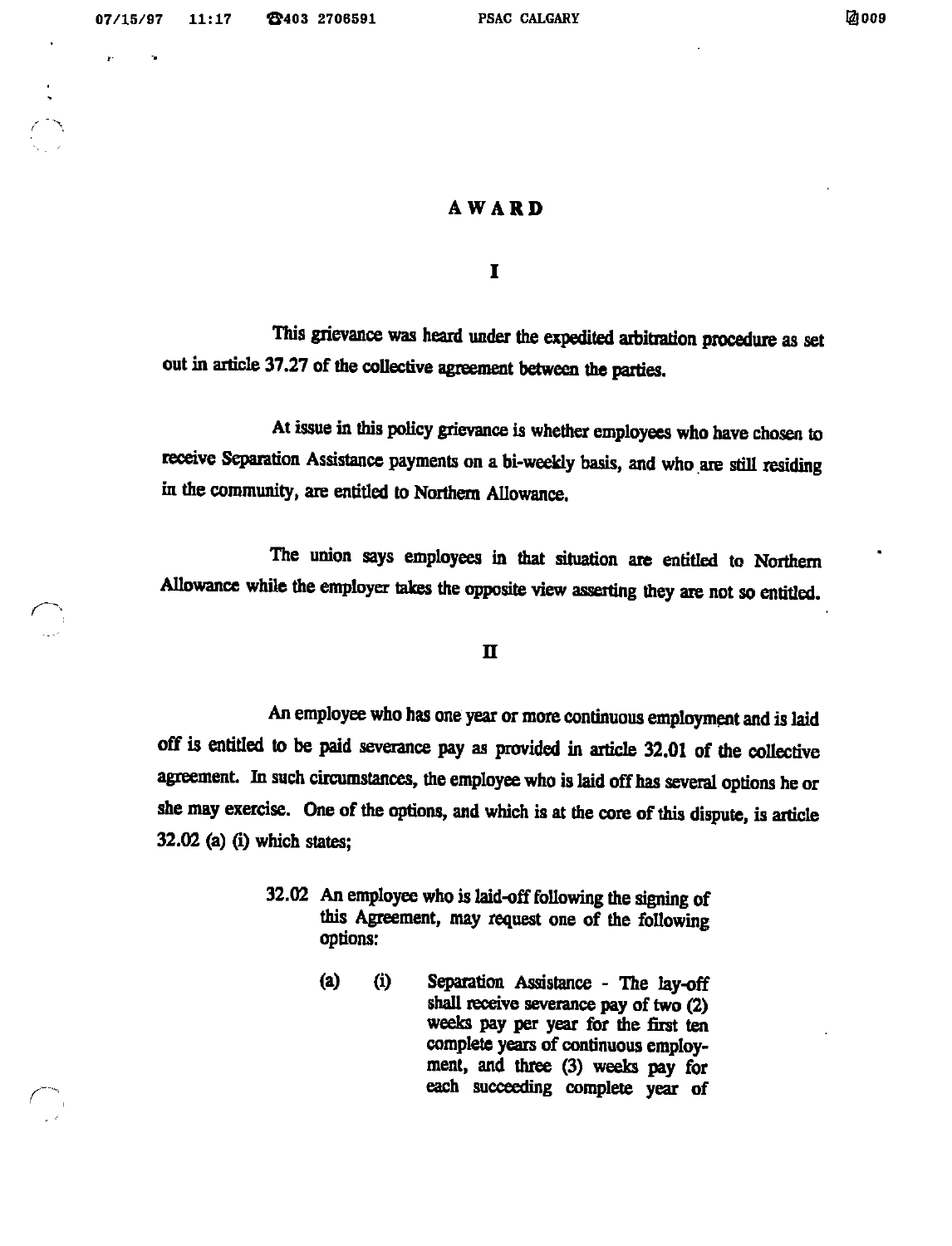# AWARD

## I

This grievance was heard under the expedited arbitration procedure as set out in article 37.27 of the collective agreement between the parties.

At issue in this policy grievance is whether employees who have chosen to receive Separation Assistance payments on a bi-weekly basis, and who are still residing in the community, are entitled to Northern Allowance.

The union says employees in that situation are entitled to Northern Allowance while the employer takes the opposite view asserting they are not so entitled.

## II

An employee who has one year or more continuous employment and is laid off is entitled to be paid severance pay as provided in article 32.01 of the collective agreement. In such circumstances, the employee who is laid off has several options he or she may exercise. One of the options, and which is at the core of this dispute, is article 32.02 (a) (i) which states;

> 32.02 An employee who is laid-off following the signing of this Agreement, may request one of the following options:
>
> (a) (i) Separation Assistance - The lay-off shall receive severance pay of two (2) weeks pay per year for the first ten complete years of continuous employment, and three (3) weeks pay for each succeeding complete year of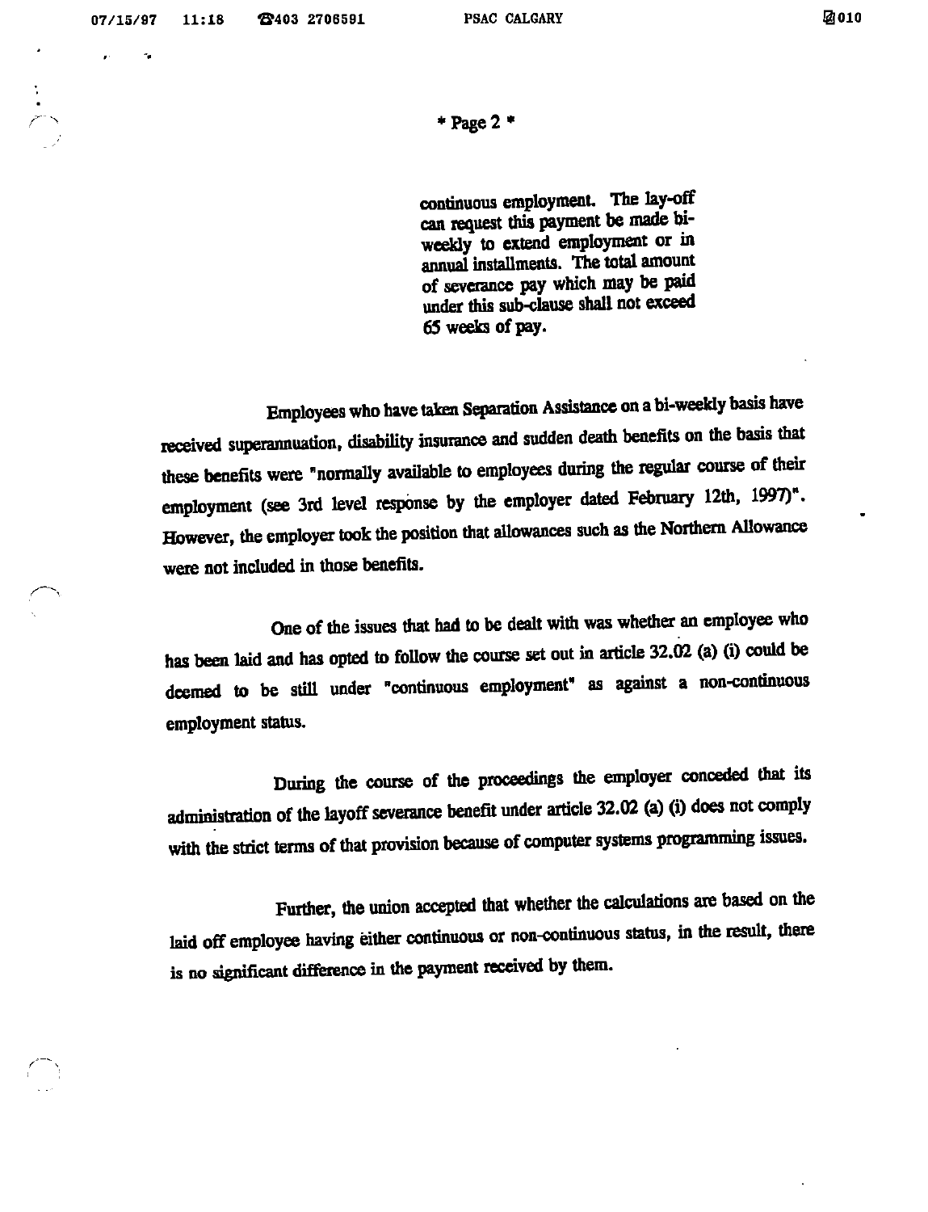continuous employment. The lay-off can request this payment be made bi-weekly to extend employment or in annual installments. The total amount of severance pay which may be paid under this sub-clause shall not exceed 65 weeks of pay.

Employees who have taken Separation Assistance on a bi-weekly basis have received superannuation, disability insurance and sudden death benefits on the basis that these benefits were "normally available to employees during the regular course of their employment (see 3rd level response by the employer dated February 12th, 1997)". However, the employer took the position that allowances such as the Northern Allowance were not included in those benefits.

One of the issues that had to be dealt with was whether an employee who has been laid and has opted to follow the course set out in article 32.02 (a) (i) could be deemed to be still under "continuous employment" as against a non-continuous employment status.

During the course of the proceedings the employer conceded that its administration of the layoff severance benefit under article 32.02 (a) (i) does not comply with the strict terms of that provision because of computer systems programming issues.

Further, the union accepted that whether the calculations are based on the laid off employee having either continuous or non-continuous status, in the result, there is no significant difference in the payment received by them.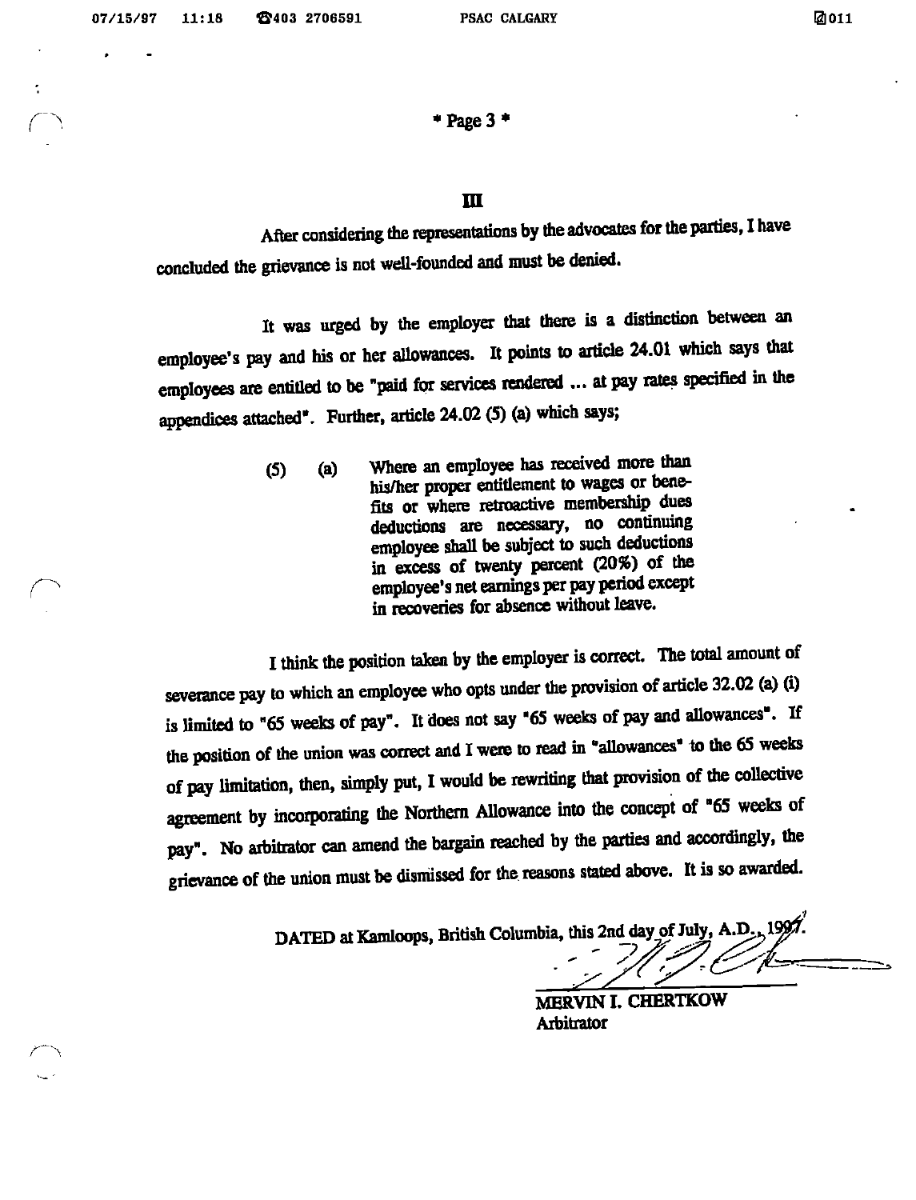## III

After considering the representations by the advocates for the parties, I have concluded the grievance is not well-founded and must be denied.

It was urged by the employer that there is a distinction between an employee's pay and his or her allowances. It points to article 24.01 which says that employees are entitled to be "paid for services rendered ... at pay rates specified in the appendices attached". Further, article 24.02 (5) (a) which says;

> (5) (a) Where an employee has received more than his/her proper entitlement to wages or benefits or where retroactive membership dues deductions are necessary, no continuing employee shall be subject to such deductions in excess of twenty percent (20%) of the employee's net earnings per pay period except in recoveries for absence without leave.

I think the position taken by the employer is correct. The total amount of severance pay to which an employee who opts under the provision of article 32.02 (a) (i) is limited to "65 weeks of pay". It does not say "65 weeks of pay and allowances". If the position of the union was correct and I were to read in "allowances" to the 65 weeks of pay limitation, then, simply put, I would be rewriting that provision of the collective agreement by incorporating the Northern Allowance into the concept of "65 weeks of pay". No arbitrator can amend the bargain reached by the parties and accordingly, the grievance of the union must be dismissed for the reasons stated above. It is so awarded.

DATED at Kamloops, British Columbia, this 2nd day of July, A.D., 1997.

MERVIN I. CHERTKOW
Arbitrator